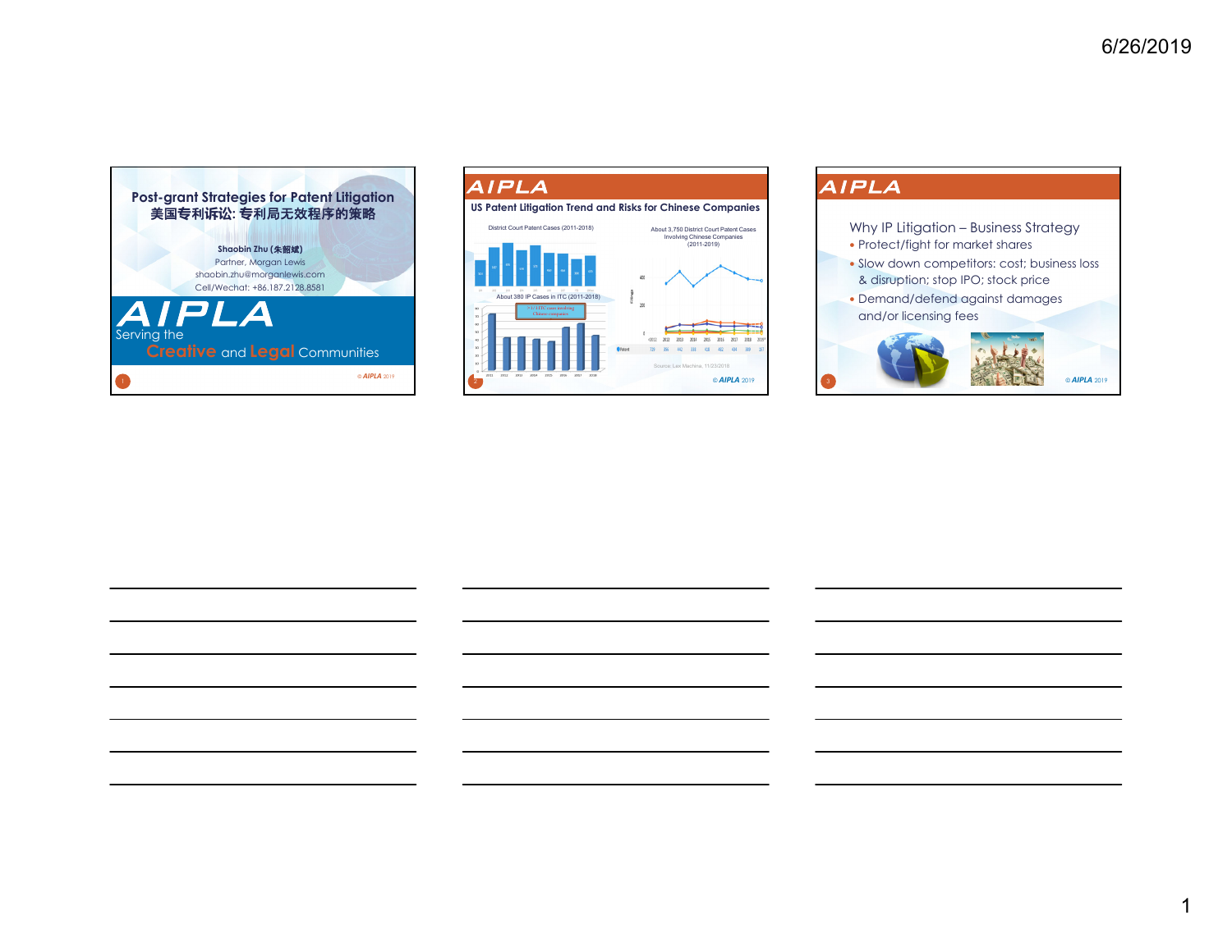## Post-grant Strategies for Patent Litigation
## 美国专利诉讼: 专利局无效程序的策略

**Shaobin Zhu (朱韶斌)**
Partner, Morgan Lewis
shaobin.zhu@morganlewis.com
Cell/Wechat: +86.187.2128.8581

AIPLA
Serving the Creative and Legal Communities

© AIPLA 2019

---

## US Patent Litigation Trend and Risks for Chinese Companies

District Court Patent Cases (2011-2018)

About 380 IP Cases in ITC (2011-2018)

About 3,750 District Court Patent Cases Involving Chinese Companies (2011-2019)

Source: Lex Machina, 11/23/2018

© AIPLA 2019

---

## Why IP Litigation – Business Strategy

- Protect/fight for market shares
- Slow down competitors: cost; business loss & disruption; stop IPO; stock price
- Demand/defend against damages and/or licensing fees

© AIPLA 2019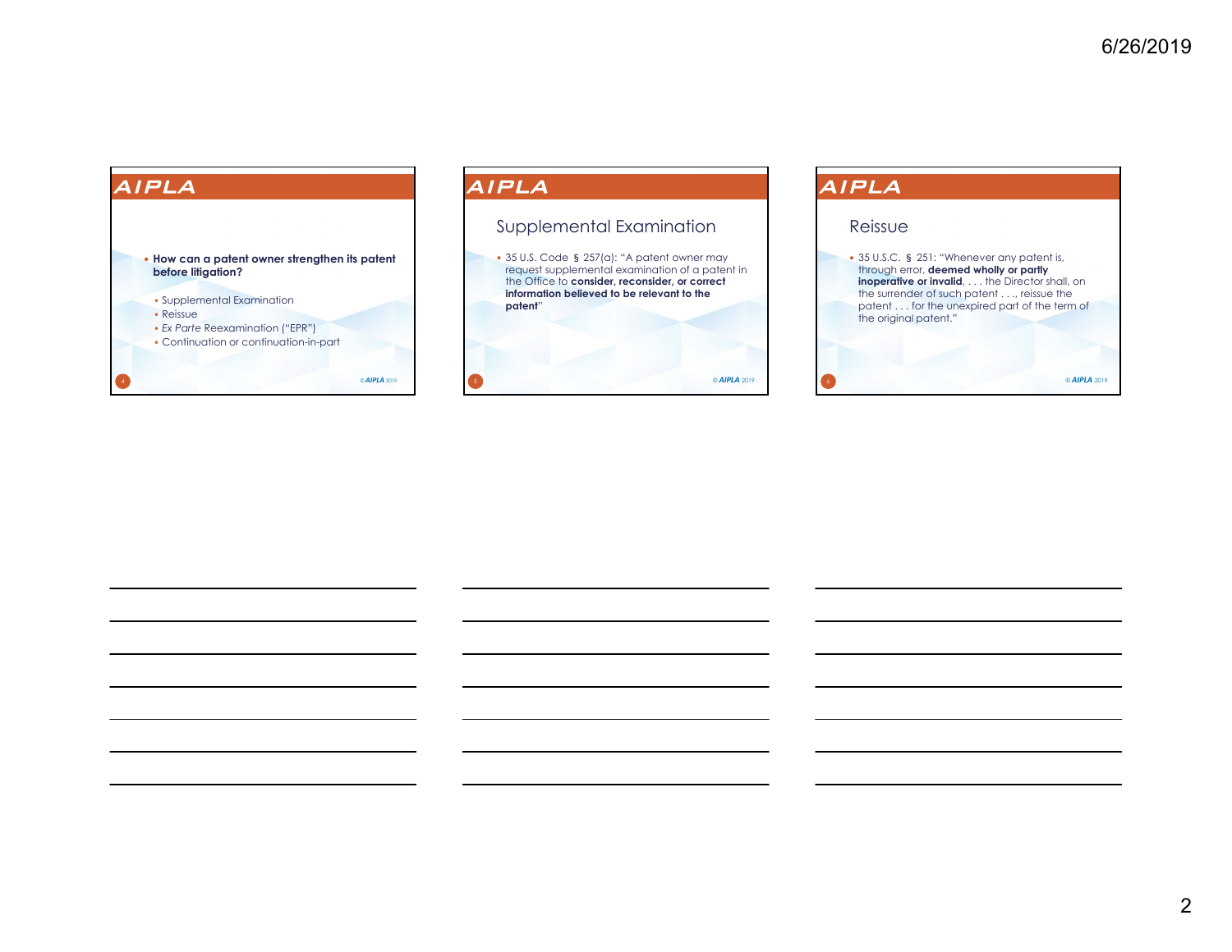**How can a patent owner strengthen its patent before litigation?**

- Supplemental Examination
- Reissue
- *Ex Parte* Reexamination ("EPR")
- Continuation or continuation-in-part

## Supplemental Examination

- 35 U.S. Code § 257(a): "A patent owner may request supplemental examination of a patent in the Office to **consider, reconsider, or correct information believed to be relevant to the patent**"

## Reissue

- 35 U.S.C. § 251: "Whenever any patent is, through error, **deemed wholly or partly inoperative or invalid**, . . . the Director shall, on the surrender of such patent . . ., reissue the patent . . . for the unexpired part of the term of the original patent."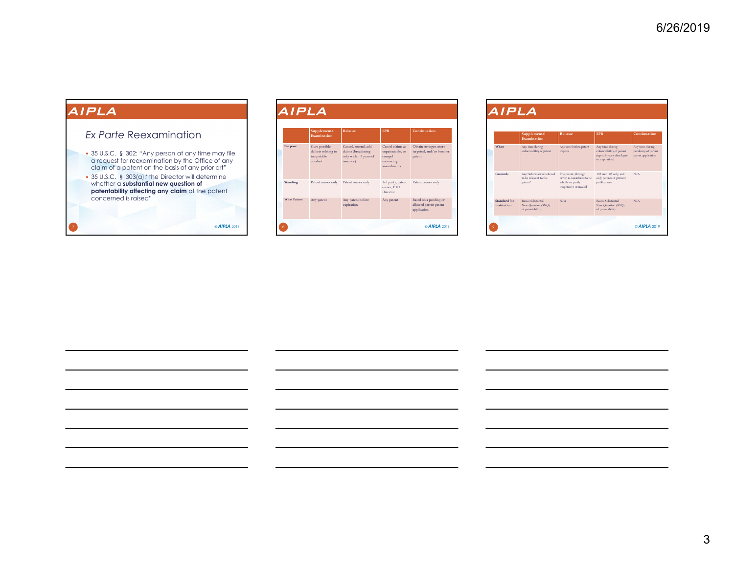## *Ex Parte* Reexamination

- 35 U.S.C. § 302: "Any person at any time may file a request for reexamination by the Office of any claim of a patent on the basis of any prior art"
- 35 U.S.C. § 303(a):"the Director will determine whether a **substantial new question of patentability affecting any claim** of the patent concerned is raised"

| | Supplemental Examination | Reissue | EPR | Continuation |
|---|---|---|---|---|
| Purpose | Cure possible defects relating to inequitable conduct | Cancel, amend, add claims (broadening only within 2 years of issuance) | Cancel claims as unpatentable, or compel narrowing amendments | Obtain stronger, more targeted, and/or broader patent |
| Standing | Patent owner only | Patent owner only | 3rd party, patent owner, PTO Director | Patent owner only |
| What Patent | Any patent | Any patent before expiration | Any patent | Based on a pending or allowed parent patent application |

| | Supplemental Examination | Reissue | EPR | Continuation |
|---|---|---|---|---|
| When | Any time during enforceability of patent | Any time before patent expires | Any time during enforceability of patent (up to 6 years after lapse or expiration) | Any time during pendency of parent patent application |
| Grounds | Any "information believed to be relevant to the patent" | The patent, through error, is considered to be wholly or partly inoperative or invalid | 102 and 103 only, and only patents or printed publications | N/A |
| Standard for Institution | Raises Substantial New Question (SNQ) of patentability | N/A | Raises Substantial New Question (SNQ) of patentability | N/A |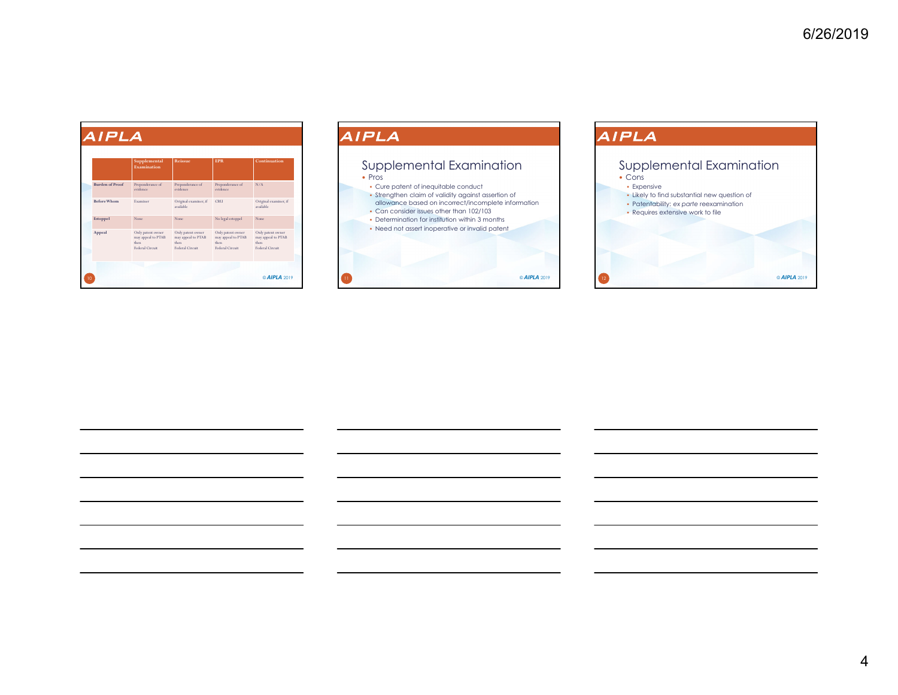**AIPLA**

|  | Supplemental Examination | Reissue | EPR | Continuation |
|---|---|---|---|---|
| Burden of Proof | Preponderance of evidence | Preponderance of evidence | Preponderance of evidence | N/A |
| Before Whom | Examiner | Original examiner, if available | CRU | Original examiner, if available |
| Estoppel | None | None | No legal estoppel | None |
| Appeal | Only patent owner may appeal to PTAB then Federal Circuit | Only patent owner may appeal to PTAB then Federal Circuit | Only patent owner may appeal to PTAB then Federal Circuit | Only patent owner may appeal to PTAB then Federal Circuit |

© AIPLA 2019

**AIPLA**

## Supplemental Examination

- Pros
  - Cure patent of inequitable conduct
  - Strengthen claim of validity against assertion of allowance based on incorrect/incomplete information
  - Can consider issues other than 102/103
  - Determination for institution within 3 months
  - Need not assert inoperative or invalid patent

© AIPLA 2019

**AIPLA**

## Supplemental Examination

- Cons
  - Expensive
  - Likely to find substantial new question of
  - Patentability: *ex parte* reexamination
  - Requires extensive work to file

© AIPLA 2019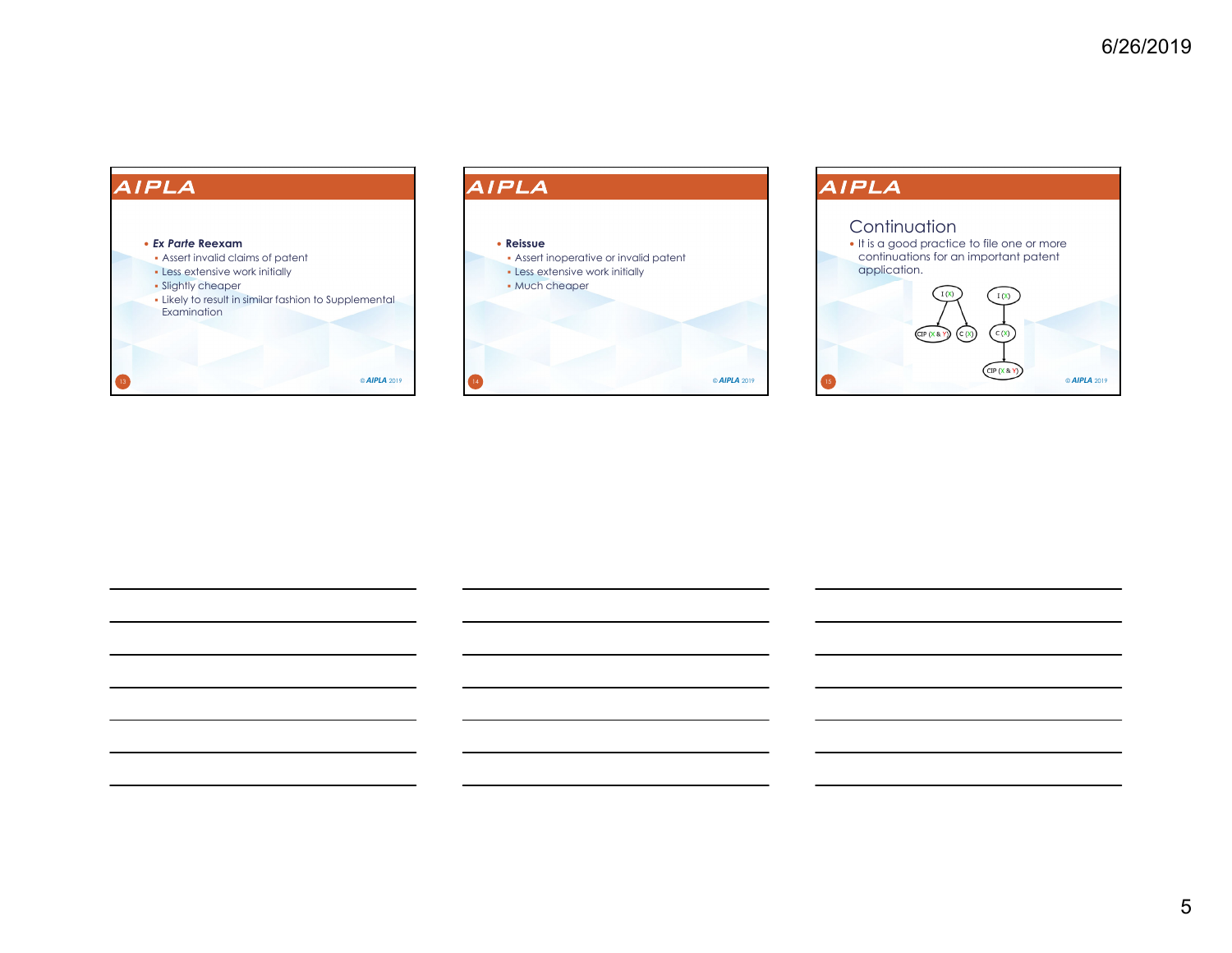## AIPLA

- ***Ex Parte* Reexam**
  - Assert invalid claims of patent
  - Less extensive work initially
  - Slightly cheaper
  - Likely to result in similar fashion to Supplemental Examination

© AIPLA 2019

## AIPLA

- **Reissue**
  - Assert inoperative or invalid patent
  - Less extensive work initially
  - Much cheaper

© AIPLA 2019

## AIPLA

### Continuation

- It is a good practice to file one or more continuations for an important patent application.

I (X) → CIP (X & Y), C (X)

I (X) → C (X) → CIP (X & Y)

© AIPLA 2019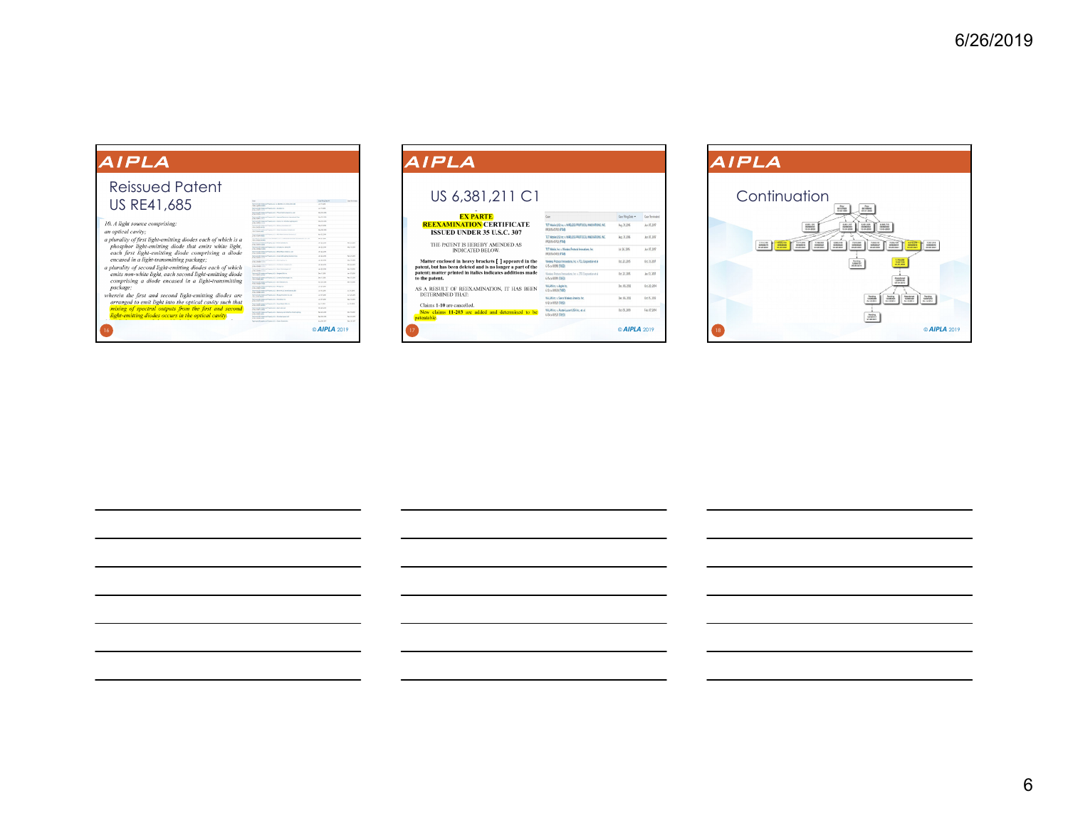## AIPLA

### Reissued Patent
### US RE41,685

*10. A light source comprising:*
*an optical cavity;*
*a plurality of first light-emitting diodes each of which is a phosphor light-emitting diode that emits white light, each first light-emitting diode comprising a diode encased in a light-transmitting package;*
*a plurality of second light-emitting diodes each of which emits non-white light, each second light-emitting diode comprising a diode encased in a light-transmitting package;*
*wherein the first and second light-emitting diodes are arranged to emit light into the optical cavity such that mixing of spectral outputs from the first and second light-emitting diodes occurs in the optical cavity.*

© AIPLA 2019

---

## AIPLA

### US 6,381,211 C1

**EX PARTE REEXAMINATION CERTIFICATE ISSUED UNDER 35 U.S.C. 307**

THE PATENT IS HEREBY AMENDED AS INDICATED BELOW.

**Matter enclosed in heavy brackets [ ] appeared in the patent, but has been deleted and is no longer a part of the patent; matter printed in italics indicates additions made to the patent.**

AS A RESULT OF REEXAMINATION, IT HAS BEEN DETERMINED THAT:

Claims 1-10 are cancelled.

New claims 11-203 are added and determined to be patentable.

© AIPLA 2019

---

## AIPLA

### Continuation

© AIPLA 2019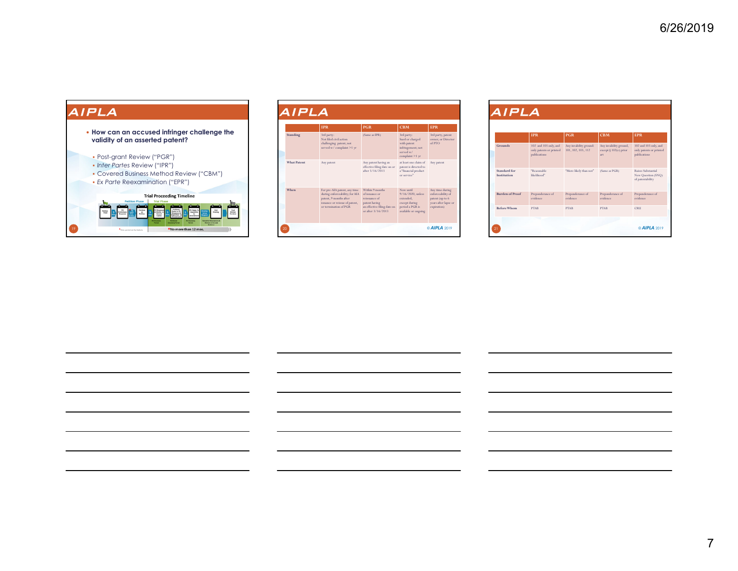## AIPLA

- **How can an accused infringer challenge the validity of an asserted patent?**
  - Post-grant Review ("PGR")
  - *Inter Partes* Review ("IPR")
  - Covered Business Method Review ("CBM")
  - *Ex Parte* Reexamination ("EPR")

**Trial Proceeding Timeline**

Petition Phase | Trial Phase

Petition Filed → PO Preliminary Response → Decision on Petition → PO Response & Motion to Amend Claims → Petitioner Reply to PO Response & Opposition to Amendment → PO Reply to Opposition to Amendment → Hearing Set on Request → Oral Hearing → Final Written Decision

*Time period set by Statute | *No more than 12 mos.

## AIPLA

| | IPR | PGR | CBM | EPR |
|---|---|---|---|---|
| Standing | 3rd party; Not filed civil action challenging patent; not served w/ complaint >1 yr | (Same as IPR) | 3rd party; Sued or charged with patent infringement; not served w/ complaint >1 yr | 3rd party, patent owner, or Director of PTO |
| What Patent | Any patent | Any patent having an effective filing date on or after 3/16/2013 | at least one claim of patent is directed to a "financial product or service" | Any patent |
| When | For pre-AIA patent, any time during enforceability; for AIA patent, 9 months after issuance or reissue of patent, or termination of PGR | Within 9 months of issuance or reissuance of patent having an effective filing date on or after 3/16/2013 | Now until 9/16/2020, unless extended, except during period a PGR is available or ongoing | Any time during enforceability of patent (up to 6 years after lapse or expiration) |

© AIPLA 2019

## AIPLA

| | IPR | PGR | CBM | EPR |
|---|---|---|---|---|
| Grounds | 102 and 103 only, and only patents or printed publications | Any invalidity ground: 101, 102, 103, 112 | Any invalidity ground, except § 102(e) prior art | 102 and 103 only, and only patents or printed publications |
| Standard for Institution | "Reasonable likelihood" | "More likely than not" | (Same as PGR) | Raises Substantial New Question (SNQ) of patentability |
| Burden of Proof | Preponderance of evidence | Preponderance of evidence | Preponderance of evidence | Preponderance of evidence |
| Before Whom | PTAB | PTAB | PTAB | CRU |

© AIPLA 2019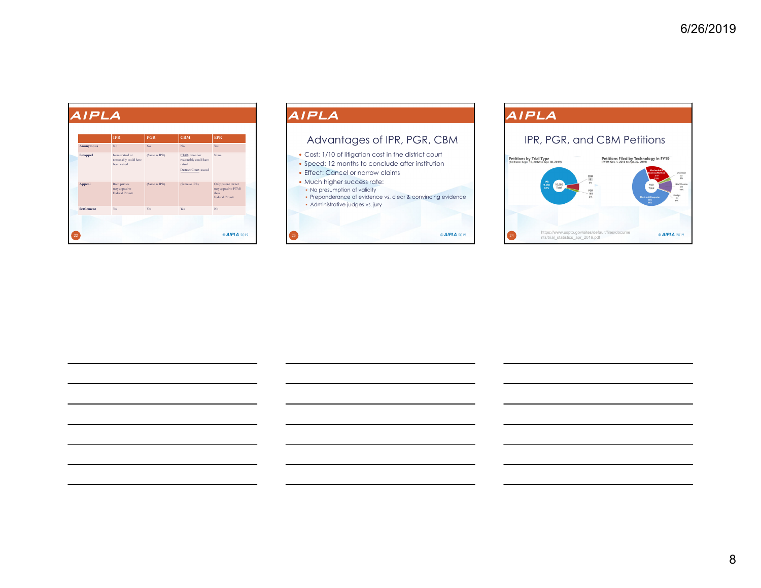## AIPLA

|  | IPR | PGR | CBM | EPR |
|---|---|---|---|---|
| Anonymous | No | No | No | Yes |
| Estoppel | Issues raised or reasonably could have been raised | (Same as IPR) | PTAB: raised or reasonably could have raised<br>District Court: raised | None |
| Appeal | Both parties may appeal to Federal Circuit | (Same as IPR) | (Same as IPR) | Only patent owner may appeal to PTAB then Federal Circuit |
| Settlement | Yes | Yes | Yes | No |

© AIPLA 2019

## AIPLA

### Advantages of IPR, PGR, CBM

- Cost: 1/10 of litigation cost in the district court
- Speed: 12 months to conclude after institution
- Effect: Cancel or narrow claims
- Much higher success rate:
  - No presumption of validity
  - Preponderance of evidence vs. clear & convincing evidence
  - Administrative judges vs. jury

© AIPLA 2019

## AIPLA

### IPR, PGR, and CBM Petitions

**Petitions by Trial Type** (All Time: Sept. 16, 2012 to Apr. 30, 2019)

10,006 Total — IPR 9,230 (92%); CBM 582 (6%); PGR 168 (2%)

**Petitions Filed by Technology in FY19** (FY19: Oct. 1, 2018 to Apr. 30, 2019)

910 Total — Electrical/Computer 585 (64%); Mechanical & Business Method 210 (23%); Chemical 22 (2%); Bio/Pharma 89 (10%); Design 3 (0%)

https://www.uspto.gov/sites/default/files/documents/trial_statistics_apr_2019.pdf

© AIPLA 2019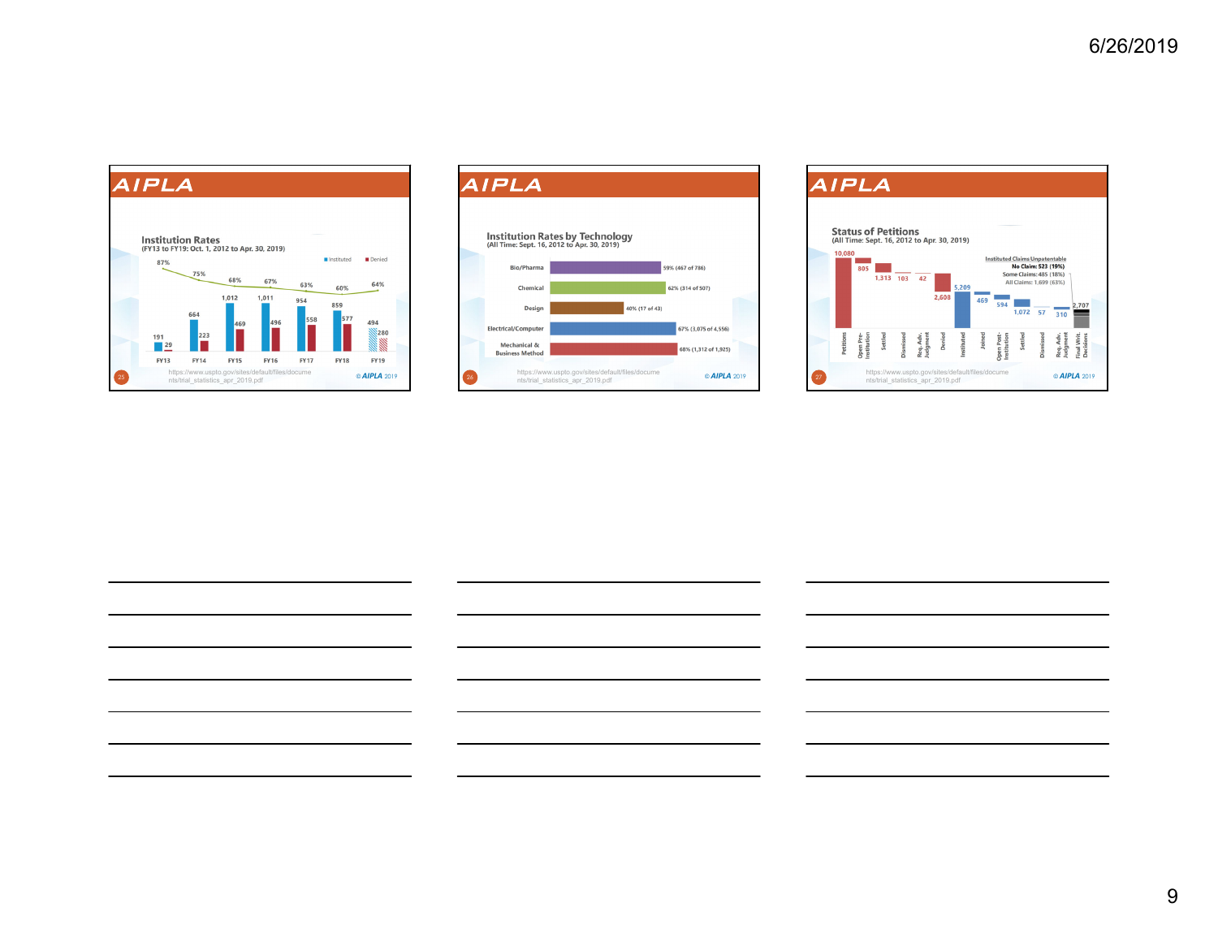## AIPLA

### Institution Rates
(FY13 to FY19: Oct. 1, 2012 to Apr. 30, 2019)

| | FY13 | FY14 | FY15 | FY16 | FY17 | FY18 | FY19 |
|---|---|---|---|---|---|---|---|
| Instituted | 191 | 664 | 1,012 | 1,011 | 954 | 859 | 494 |
| Denied | 29 | 223 | 469 | 496 | 558 | 577 | 280 |
| Institution Rate | 87% | 75% | 68% | 67% | 63% | 60% | 64% |

https://www.uspto.gov/sites/default/files/documents/trial_statistics_apr_2019.pdf

© AIPLA 2019

## AIPLA

### Institution Rates by Technology
(All Time: Sept. 16, 2012 to Apr. 30, 2019)

| Technology | Institution Rate |
|---|---|
| Bio/Pharma | 59% (467 of 786) |
| Chemical | 62% (314 of 507) |
| Design | 40% (17 of 43) |
| Electrical/Computer | 67% (3,075 of 4,556) |
| Mechanical & Business Method | 68% (1,312 of 1,925) |

https://www.uspto.gov/sites/default/files/documents/trial_statistics_apr_2019.pdf

© AIPLA 2019

## AIPLA

### Status of Petitions
(All Time: Sept. 16, 2012 to Apr. 30, 2019)

| Status | Count |
|---|---|
| Petitions | 10,080 |
| Open Pre-Institution | 805 |
| Settled | 1,313 |
| Dismissed | 103 |
| Req. Adv. Judgment | 42 |
| Denied | 2,608 |
| Instituted | 5,209 |
| Joined | 469 |
| Open Post-Institution | 594 |
| Settled | 1,072 |
| Dismissed | 57 |
| Req. Adv. Judgment | 310 |
| Final Writ. Decisions | 2,707 |

Instituted Claims Unpatentable
- No Claim: 523 (19%)
- Some Claims: 485 (18%)
- All Claims: 1,699 (63%)

https://www.uspto.gov/sites/default/files/documents/trial_statistics_apr_2019.pdf

© AIPLA 2019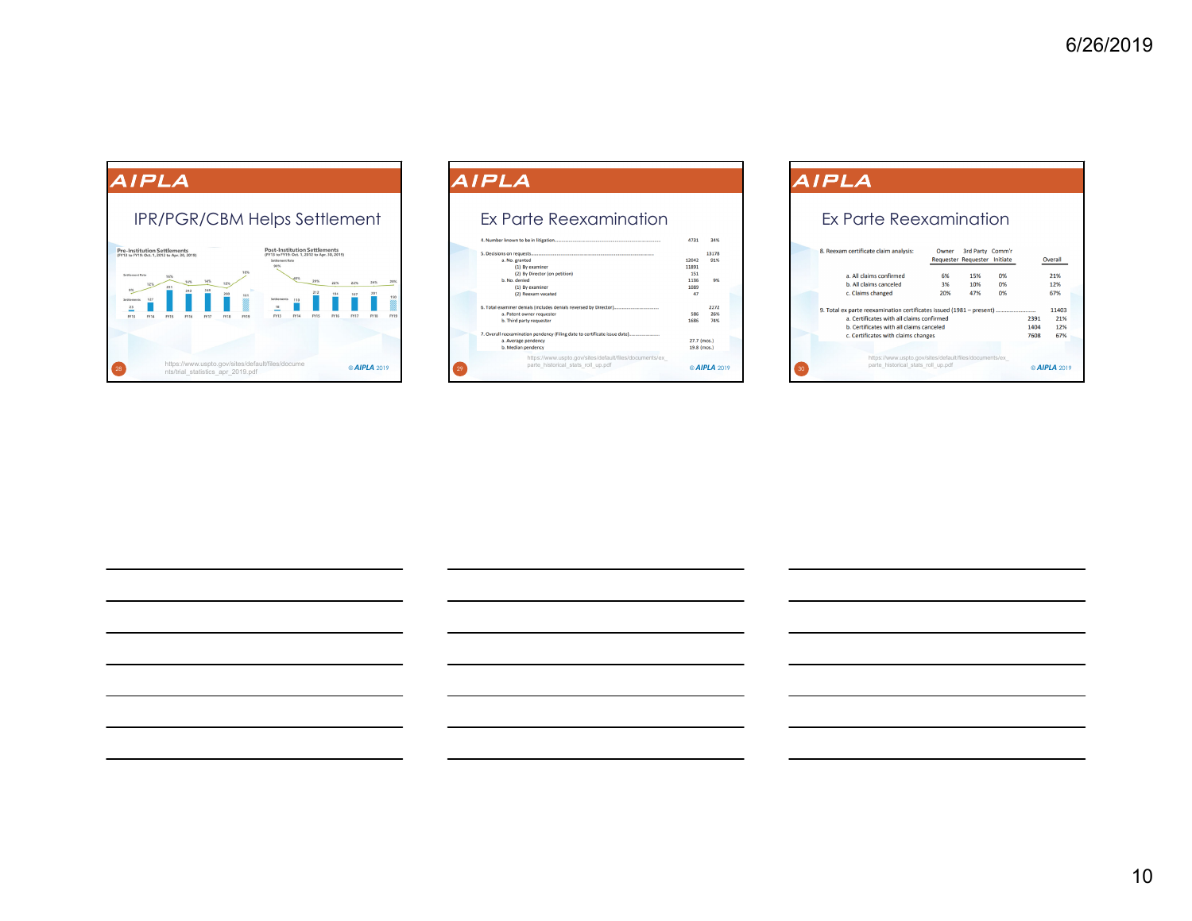## IPR/PGR/CBM Helps Settlement

**Pre-Institution Settlements**
(FY13 to FY19: Oct. 1, 2012 to Apr. 30, 2019)

| | FY13 | FY14 | FY15 | FY16 | FY17 | FY18 | FY19 |
|---|---|---|---|---|---|---|---|
| Settlement Rate | 8% | 12% | 16% | 14% | 14% | 12% | 18% |
| Settlements | 23 | 127 | 261 | 242 | 249 | 203 | 161 |

**Post-Institution Settlements**
(FY13 to FY19: Oct. 1, 2012 to Apr. 30, 2019)

| | FY13 | FY14 | FY15 | FY16 | FY17 | FY18 | FY19 |
|---|---|---|---|---|---|---|---|
| Settlement Rate | 36% | 40% | 29% | 22% | 22% | 24% | 28% |
| Settlements | 18 | 113 | 212 | 184 | 187 | 201 | 150 |

https://www.uspto.gov/sites/default/files/documents/trial_statistics_apr_2019.pdf

© AIPLA 2019

## Ex Parte Reexamination

| | | |
|---|---|---|
| 4. Number known to be in litigation | 4731 | 34% |
| 5. Decisions on requests | 13178 | |
| a. No. granted | 12042 | 91% |
| (1) By examiner | 11891 | |
| (2) By Director (on petition) | 151 | |
| b. No. denied | 1136 | 9% |
| (1) By examiner | 1089 | |
| (2) Reexam vacated | 47 | |
| 6. Total examiner denials (includes denials reversed by Director) | 2272 | |
| a. Patent owner requester | 586 | 26% |
| b. Third party requester | 1686 | 74% |
| 7. Overall reexamination pendency (Filing date to certificate issue date) | | |
| a. Average pendency | 27.7 (mos.) | |
| b. Median pendency | 19.8 (mos.) | |

https://www.uspto.gov/sites/default/files/documents/ex_parte_historical_stats_roll_up.pdf

© AIPLA 2019

## Ex Parte Reexamination

| 8. Reexam certificate claim analysis: | Owner Requester | 3rd Party Requester | Comm'r Initiate | Overall |
|---|---|---|---|---|
| a. All claims confirmed | 6% | 15% | 0% | 21% |
| b. All claims canceled | 3% | 10% | 0% | 12% |
| c. Claims changed | 20% | 47% | 0% | 67% |

| | | |
|---|---|---|
| 9. Total ex parte reexamination certificates issued (1981 – present) | | 11403 |
| a. Certificates with all claims confirmed | 2391 | 21% |
| b. Certificates with all claims canceled | 1404 | 12% |
| c. Certificates with claims changes | 7608 | 67% |

https://www.uspto.gov/sites/default/files/documents/ex_parte_historical_stats_roll_up.pdf

© AIPLA 2019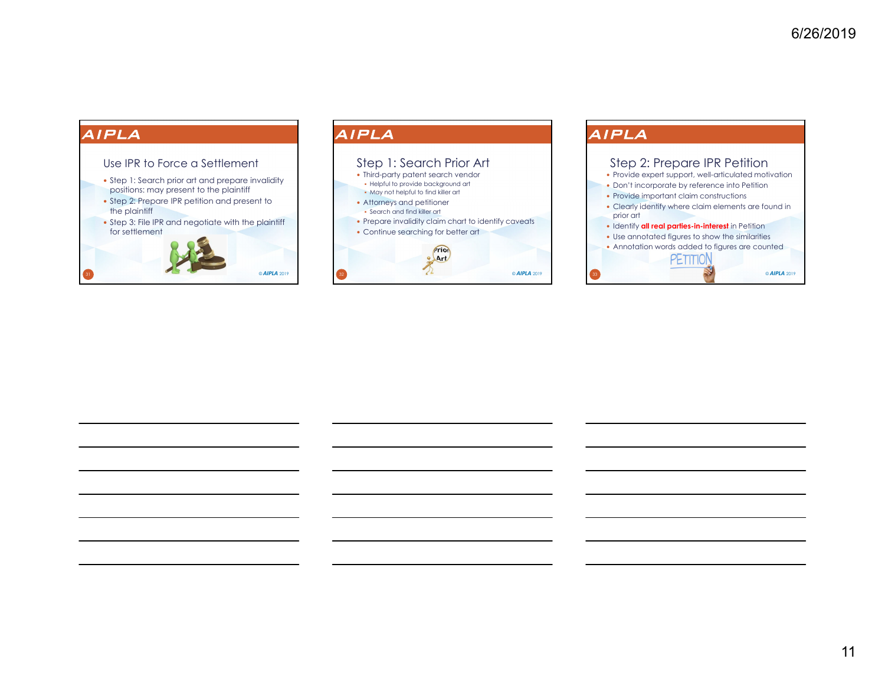## Use IPR to Force a Settlement

- Step 1: Search prior art and prepare invalidity positions: may present to the plaintiff
- Step 2: Prepare IPR petition and present to the plaintiff
- Step 3: File IPR and negotiate with the plaintiff for settlement

© AIPLA 2019

## Step 1: Search Prior Art

- Third-party patent search vendor
  - Helpful to provide background art
  - May not helpful to find killer art
- Attorneys and petitioner
  - Search and find killer art
- Prepare invalidity claim chart to identify caveats
- Continue searching for better art

© AIPLA 2019

## Step 2: Prepare IPR Petition

- Provide expert support, well-articulated motivation
- Don't incorporate by reference into Petition
- Provide important claim constructions
- Clearly identify where claim elements are found in prior art
- Identify **all real parties-in-interest** in Petition
- Use annotated figures to show the similarities
- Annotation words added to figures are counted

© AIPLA 2019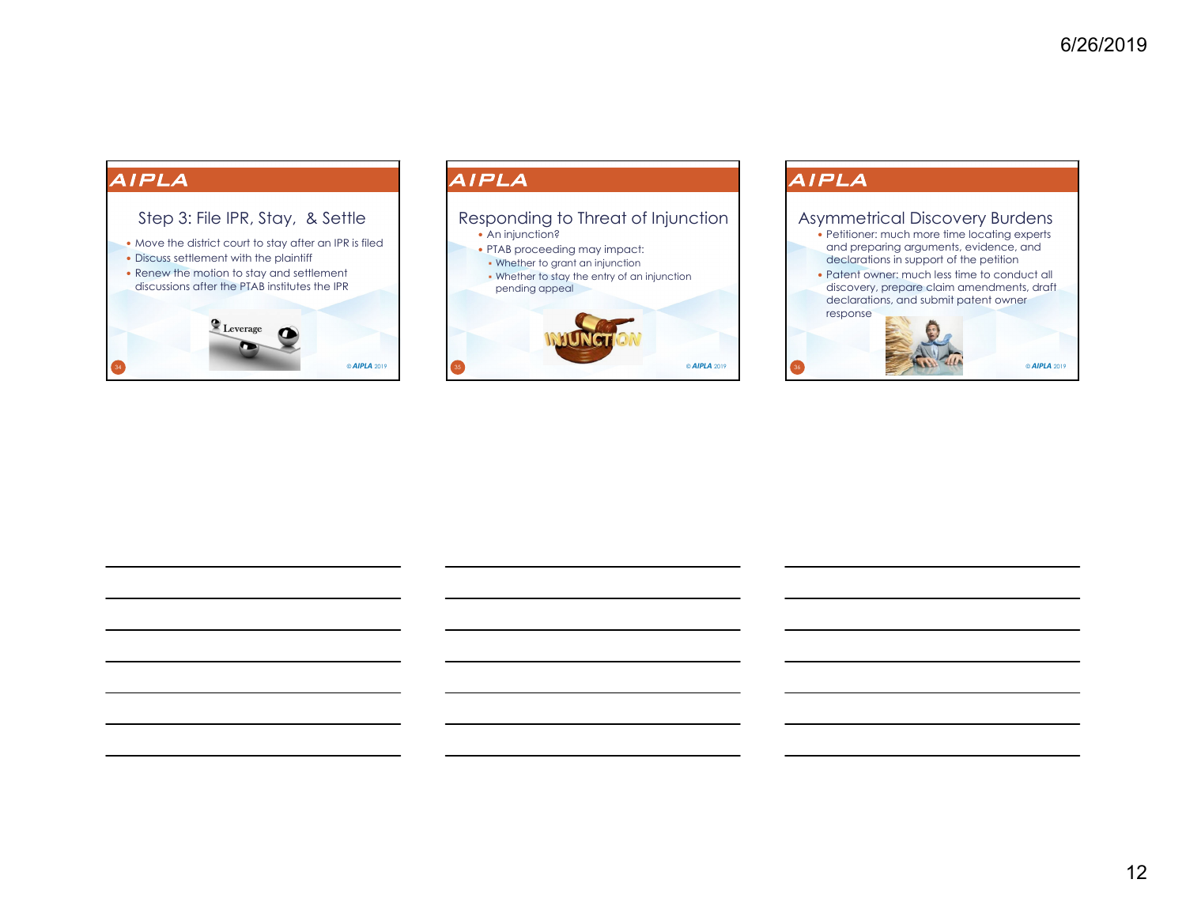## Step 3: File IPR, Stay, & Settle

- Move the district court to stay after an IPR is filed
- Discuss settlement with the plaintiff
- Renew the motion to stay and settlement discussions after the PTAB institutes the IPR

## Responding to Threat of Injunction

- An injunction?
- PTAB proceeding may impact:
  - Whether to grant an injunction
  - Whether to stay the entry of an injunction pending appeal

## Asymmetrical Discovery Burdens

- Petitioner: much more time locating experts and preparing arguments, evidence, and declarations in support of the petition
- Patent owner: much less time to conduct all discovery, prepare claim amendments, draft declarations, and submit patent owner response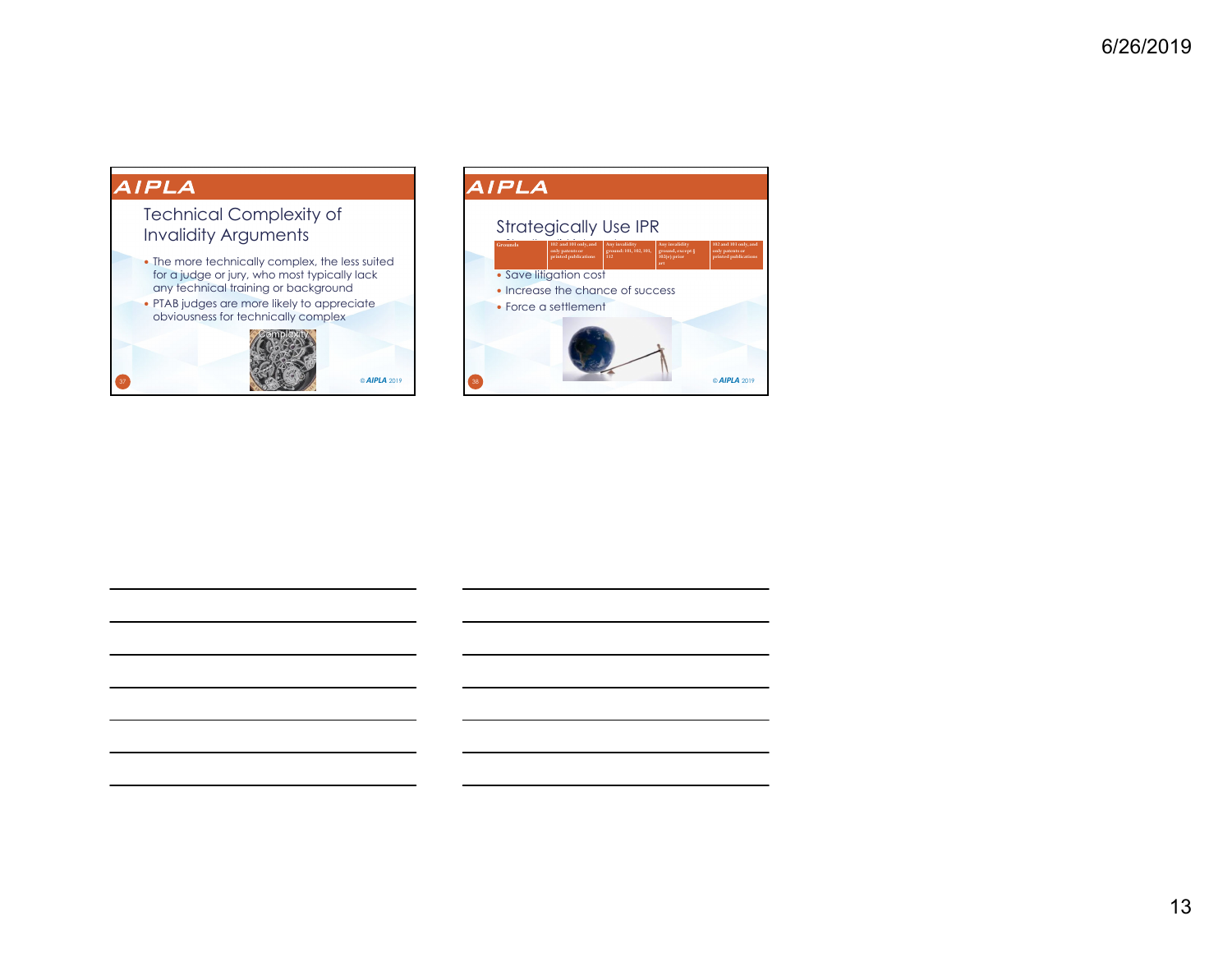## AIPLA

### Technical Complexity of Invalidity Arguments

- The more technically complex, the less suited for a judge or jury, who most typically lack any technical training or background
- PTAB judges are more likely to appreciate obviousness for technically complex

Complexity

© AIPLA 2019

## AIPLA

### Strategically Use IPR

| Grounds | 102 and 103 only, and only patents or printed publications | Any invalidity ground: 101, 102, 103, 112 | Any invalidity ground, except § 102(e) prior art | 102 and 103 only, and only patents or printed publications |
| --- | --- | --- | --- | --- |

- Save litigation cost
- Increase the chance of success
- Force a settlement

© AIPLA 2019